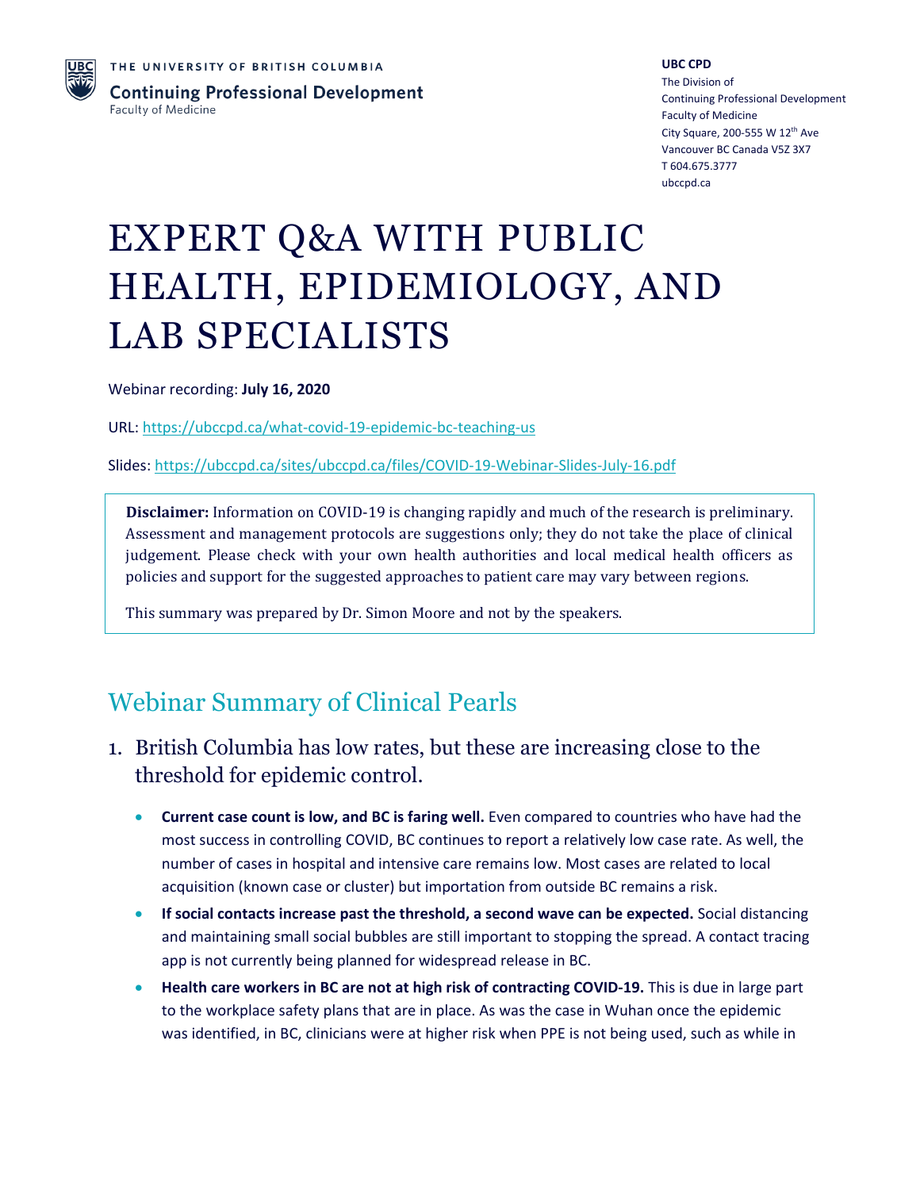THE UNIVERSITY OF BRITISH COLUMBIA

**Continuing Professional Development**
Faculty of Medicine

**UBC CPD**
The Division of
Continuing Professional Development
Faculty of Medicine
City Square, 200-555 W 12th Ave
Vancouver BC Canada V5Z 3X7
T 604.675.3777
ubccpd.ca

# EXPERT Q&A WITH PUBLIC HEALTH, EPIDEMIOLOGY, AND LAB SPECIALISTS

Webinar recording: **July 16, 2020**

URL: https://ubccpd.ca/what-covid-19-epidemic-bc-teaching-us

Slides: https://ubccpd.ca/sites/ubccpd.ca/files/COVID-19-Webinar-Slides-July-16.pdf

> **Disclaimer:** Information on COVID-19 is changing rapidly and much of the research is preliminary. Assessment and management protocols are suggestions only; they do not take the place of clinical judgement. Please check with your own health authorities and local medical health officers as policies and support for the suggested approaches to patient care may vary between regions.
>
> This summary was prepared by Dr. Simon Moore and not by the speakers.

## Webinar Summary of Clinical Pearls

1. British Columbia has low rates, but these are increasing close to the threshold for epidemic control.

   - **Current case count is low, and BC is faring well.** Even compared to countries who have had the most success in controlling COVID, BC continues to report a relatively low case rate. As well, the number of cases in hospital and intensive care remains low. Most cases are related to local acquisition (known case or cluster) but importation from outside BC remains a risk.
   - **If social contacts increase past the threshold, a second wave can be expected.** Social distancing and maintaining small social bubbles are still important to stopping the spread. A contact tracing app is not currently being planned for widespread release in BC.
   - **Health care workers in BC are not at high risk of contracting COVID-19.** This is due in large part to the workplace safety plans that are in place. As was the case in Wuhan once the epidemic was identified, in BC, clinicians were at higher risk when PPE is not being used, such as while in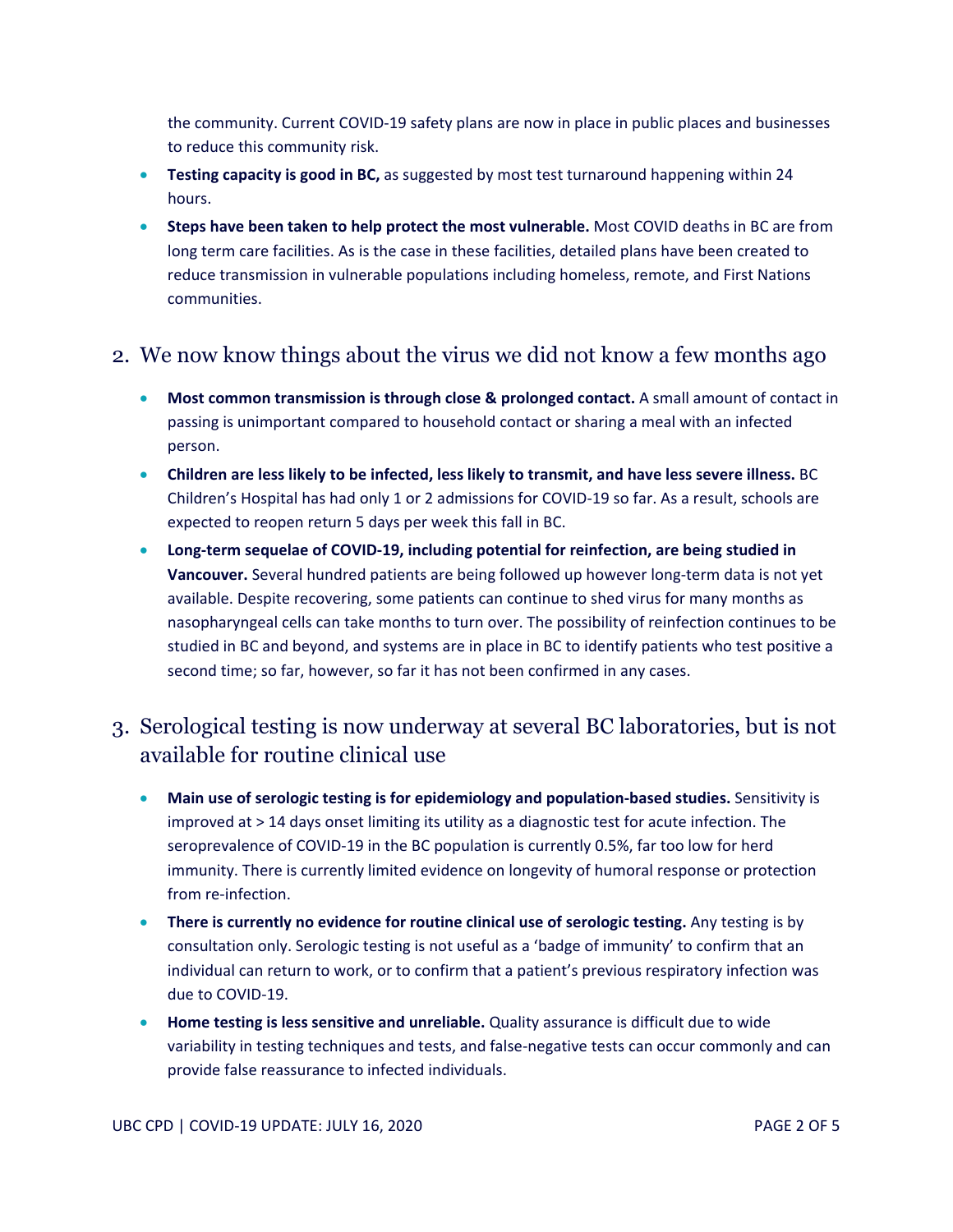the community. Current COVID-19 safety plans are now in place in public places and businesses to reduce this community risk.

- **Testing capacity is good in BC,** as suggested by most test turnaround happening within 24 hours.
- **Steps have been taken to help protect the most vulnerable.** Most COVID deaths in BC are from long term care facilities. As is the case in these facilities, detailed plans have been created to reduce transmission in vulnerable populations including homeless, remote, and First Nations communities.

## 2. We now know things about the virus we did not know a few months ago

- **Most common transmission is through close & prolonged contact.** A small amount of contact in passing is unimportant compared to household contact or sharing a meal with an infected person.
- **Children are less likely to be infected, less likely to transmit, and have less severe illness.** BC Children's Hospital has had only 1 or 2 admissions for COVID-19 so far. As a result, schools are expected to reopen return 5 days per week this fall in BC.
- **Long-term sequelae of COVID-19, including potential for reinfection, are being studied in Vancouver.** Several hundred patients are being followed up however long-term data is not yet available. Despite recovering, some patients can continue to shed virus for many months as nasopharyngeal cells can take months to turn over. The possibility of reinfection continues to be studied in BC and beyond, and systems are in place in BC to identify patients who test positive a second time; so far, however, so far it has not been confirmed in any cases.

## 3. Serological testing is now underway at several BC laboratories, but is not available for routine clinical use

- **Main use of serologic testing is for epidemiology and population-based studies.** Sensitivity is improved at > 14 days onset limiting its utility as a diagnostic test for acute infection. The seroprevalence of COVID-19 in the BC population is currently 0.5%, far too low for herd immunity. There is currently limited evidence on longevity of humoral response or protection from re-infection.
- **There is currently no evidence for routine clinical use of serologic testing.** Any testing is by consultation only. Serologic testing is not useful as a 'badge of immunity' to confirm that an individual can return to work, or to confirm that a patient's previous respiratory infection was due to COVID-19.
- **Home testing is less sensitive and unreliable.** Quality assurance is difficult due to wide variability in testing techniques and tests, and false-negative tests can occur commonly and can provide false reassurance to infected individuals.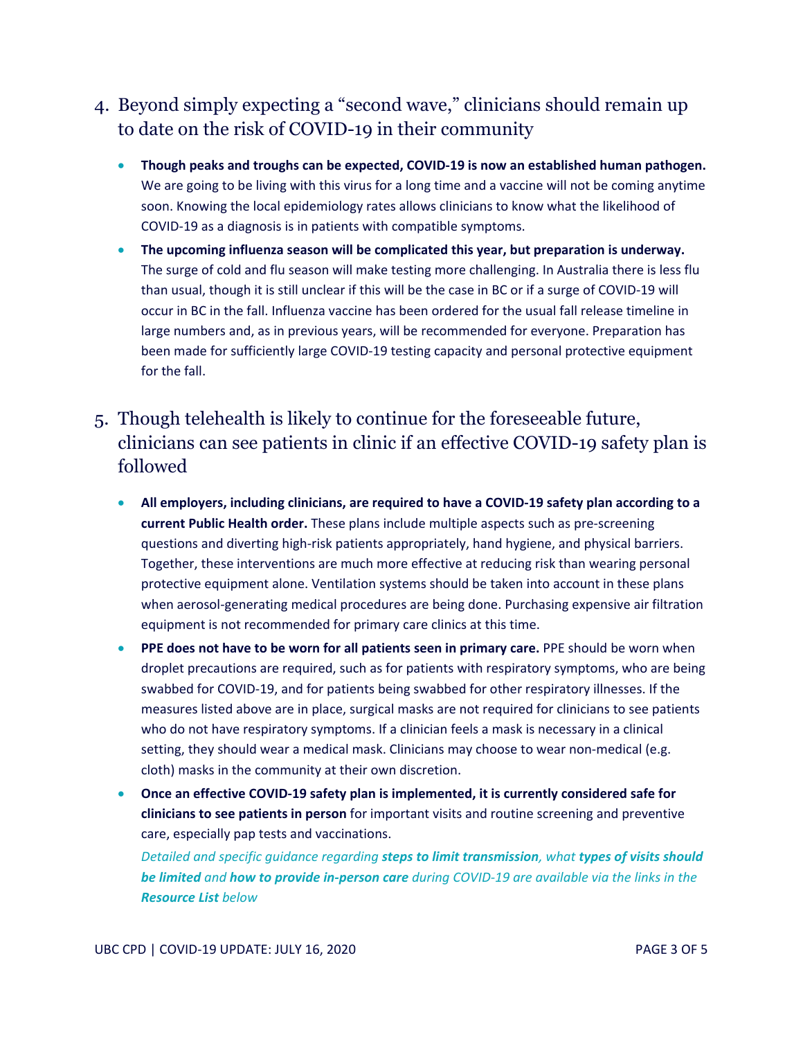## 4. Beyond simply expecting a "second wave," clinicians should remain up to date on the risk of COVID-19 in their community

- **Though peaks and troughs can be expected, COVID-19 is now an established human pathogen.** We are going to be living with this virus for a long time and a vaccine will not be coming anytime soon. Knowing the local epidemiology rates allows clinicians to know what the likelihood of COVID-19 as a diagnosis is in patients with compatible symptoms.
- **The upcoming influenza season will be complicated this year, but preparation is underway.** The surge of cold and flu season will make testing more challenging. In Australia there is less flu than usual, though it is still unclear if this will be the case in BC or if a surge of COVID-19 will occur in BC in the fall. Influenza vaccine has been ordered for the usual fall release timeline in large numbers and, as in previous years, will be recommended for everyone. Preparation has been made for sufficiently large COVID-19 testing capacity and personal protective equipment for the fall.

## 5. Though telehealth is likely to continue for the foreseeable future, clinicians can see patients in clinic if an effective COVID-19 safety plan is followed

- **All employers, including clinicians, are required to have a COVID-19 safety plan according to a current Public Health order.** These plans include multiple aspects such as pre-screening questions and diverting high-risk patients appropriately, hand hygiene, and physical barriers. Together, these interventions are much more effective at reducing risk than wearing personal protective equipment alone. Ventilation systems should be taken into account in these plans when aerosol-generating medical procedures are being done. Purchasing expensive air filtration equipment is not recommended for primary care clinics at this time.
- **PPE does not have to be worn for all patients seen in primary care.** PPE should be worn when droplet precautions are required, such as for patients with respiratory symptoms, who are being swabbed for COVID-19, and for patients being swabbed for other respiratory illnesses. If the measures listed above are in place, surgical masks are not required for clinicians to see patients who do not have respiratory symptoms. If a clinician feels a mask is necessary in a clinical setting, they should wear a medical mask. Clinicians may choose to wear non-medical (e.g. cloth) masks in the community at their own discretion.
- **Once an effective COVID-19 safety plan is implemented, it is currently considered safe for clinicians to see patients in person** for important visits and routine screening and preventive care, especially pap tests and vaccinations.

  *Detailed and specific guidance regarding **steps to limit transmission**, what **types of visits should be limited** and **how to provide in-person care** during COVID-19 are available via the links in the **Resource List** below*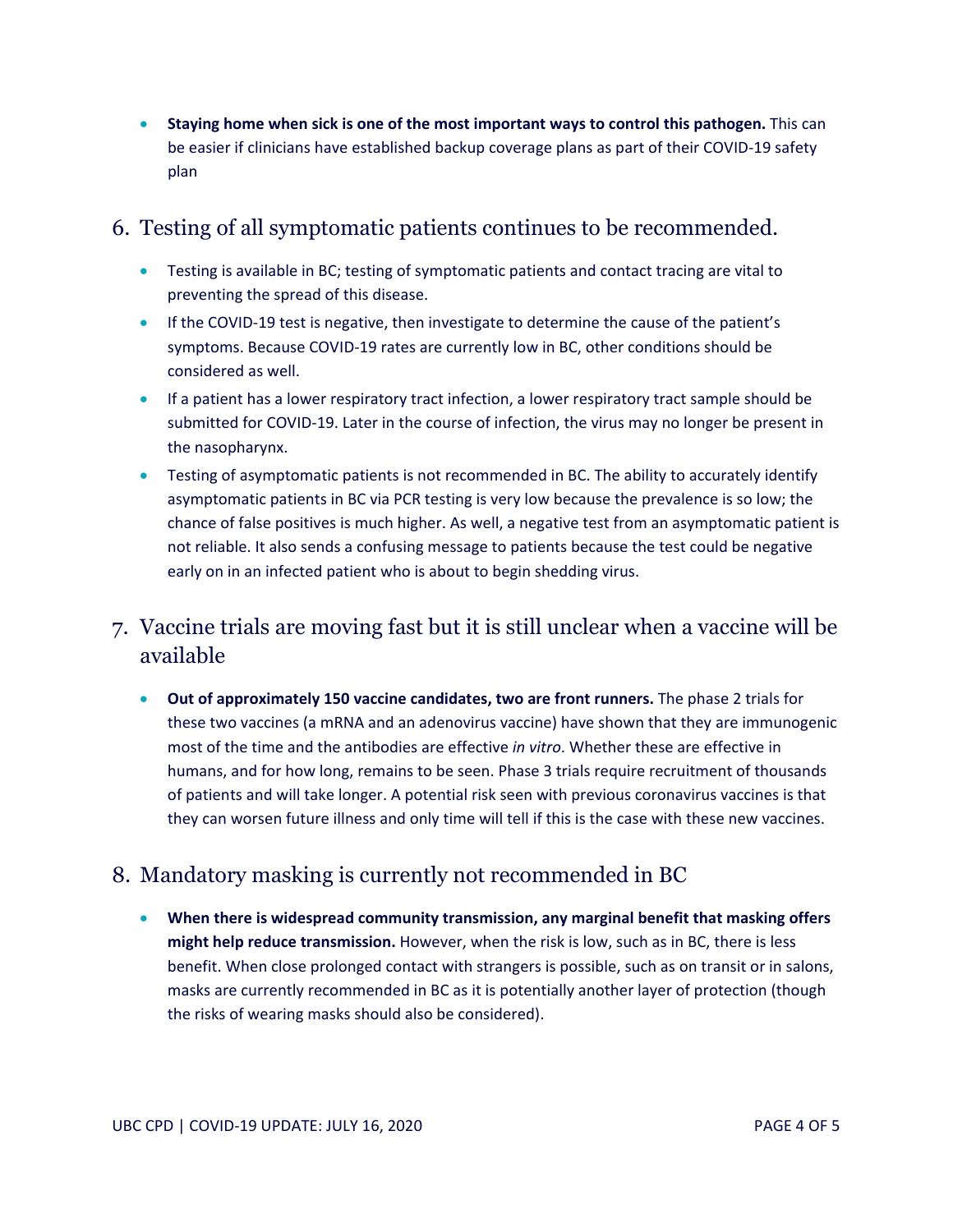- **Staying home when sick is one of the most important ways to control this pathogen.** This can be easier if clinicians have established backup coverage plans as part of their COVID-19 safety plan

## 6. Testing of all symptomatic patients continues to be recommended.

- Testing is available in BC; testing of symptomatic patients and contact tracing are vital to preventing the spread of this disease.
- If the COVID-19 test is negative, then investigate to determine the cause of the patient's symptoms. Because COVID-19 rates are currently low in BC, other conditions should be considered as well.
- If a patient has a lower respiratory tract infection, a lower respiratory tract sample should be submitted for COVID-19. Later in the course of infection, the virus may no longer be present in the nasopharynx.
- Testing of asymptomatic patients is not recommended in BC. The ability to accurately identify asymptomatic patients in BC via PCR testing is very low because the prevalence is so low; the chance of false positives is much higher. As well, a negative test from an asymptomatic patient is not reliable. It also sends a confusing message to patients because the test could be negative early on in an infected patient who is about to begin shedding virus.

## 7. Vaccine trials are moving fast but it is still unclear when a vaccine will be available

- **Out of approximately 150 vaccine candidates, two are front runners.** The phase 2 trials for these two vaccines (a mRNA and an adenovirus vaccine) have shown that they are immunogenic most of the time and the antibodies are effective *in vitro*. Whether these are effective in humans, and for how long, remains to be seen. Phase 3 trials require recruitment of thousands of patients and will take longer. A potential risk seen with previous coronavirus vaccines is that they can worsen future illness and only time will tell if this is the case with these new vaccines.

## 8. Mandatory masking is currently not recommended in BC

- **When there is widespread community transmission, any marginal benefit that masking offers might help reduce transmission.** However, when the risk is low, such as in BC, there is less benefit. When close prolonged contact with strangers is possible, such as on transit or in salons, masks are currently recommended in BC as it is potentially another layer of protection (though the risks of wearing masks should also be considered).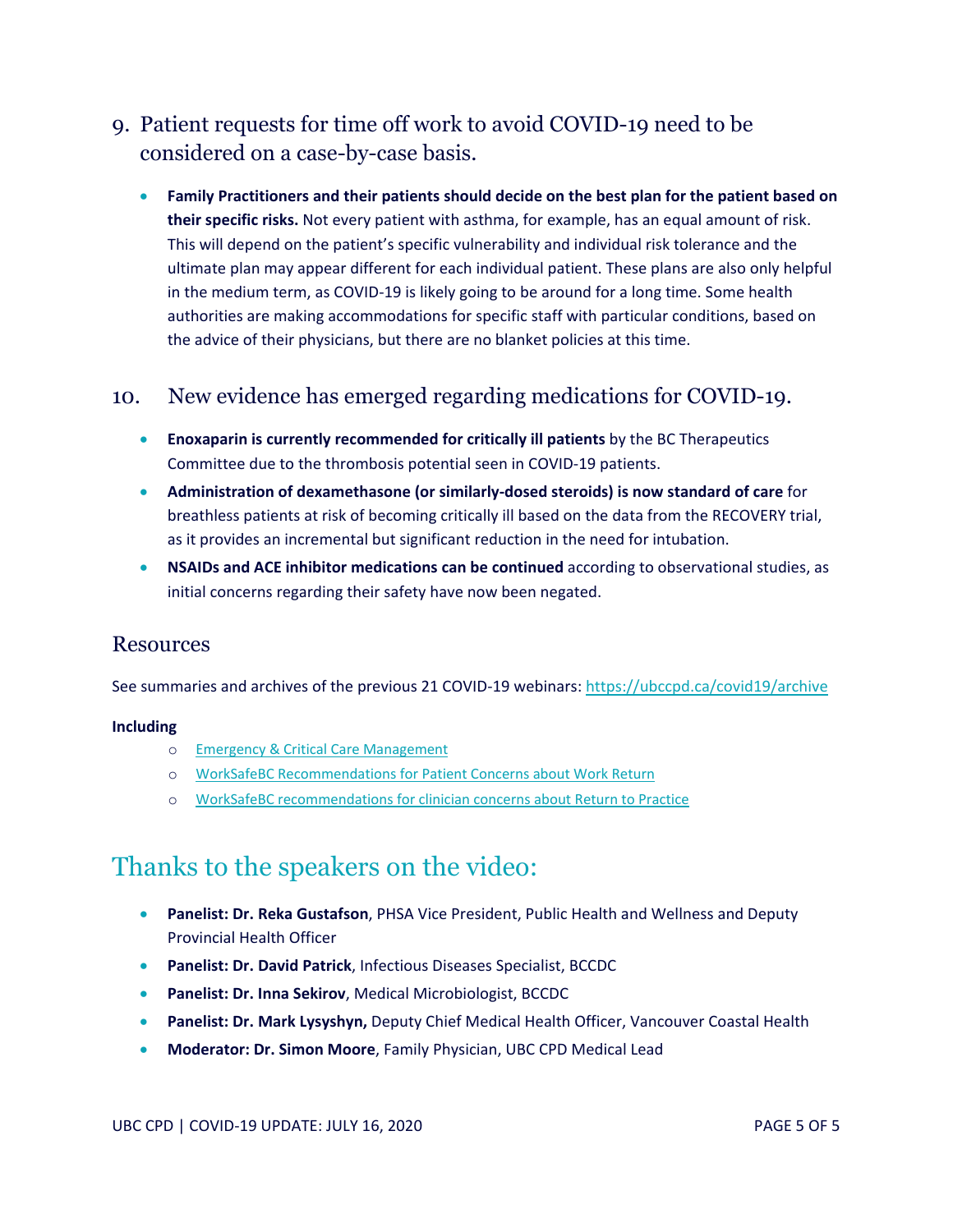9. Patient requests for time off work to avoid COVID-19 need to be considered on a case-by-case basis.

- **Family Practitioners and their patients should decide on the best plan for the patient based on their specific risks.** Not every patient with asthma, for example, has an equal amount of risk. This will depend on the patient's specific vulnerability and individual risk tolerance and the ultimate plan may appear different for each individual patient. These plans are also only helpful in the medium term, as COVID-19 is likely going to be around for a long time. Some health authorities are making accommodations for specific staff with particular conditions, based on the advice of their physicians, but there are no blanket policies at this time.

10. New evidence has emerged regarding medications for COVID-19.

- **Enoxaparin is currently recommended for critically ill patients** by the BC Therapeutics Committee due to the thrombosis potential seen in COVID-19 patients.
- **Administration of dexamethasone (or similarly-dosed steroids) is now standard of care** for breathless patients at risk of becoming critically ill based on the data from the RECOVERY trial, as it provides an incremental but significant reduction in the need for intubation.
- **NSAIDs and ACE inhibitor medications can be continued** according to observational studies, as initial concerns regarding their safety have now been negated.

## Resources

See summaries and archives of the previous 21 COVID-19 webinars: https://ubccpd.ca/covid19/archive

**Including**

- Emergency & Critical Care Management
- WorkSafeBC Recommendations for Patient Concerns about Work Return
- WorkSafeBC recommendations for clinician concerns about Return to Practice

# Thanks to the speakers on the video:

- **Panelist: Dr. Reka Gustafson**, PHSA Vice President, Public Health and Wellness and Deputy Provincial Health Officer
- **Panelist: Dr. David Patrick**, Infectious Diseases Specialist, BCCDC
- **Panelist: Dr. Inna Sekirov**, Medical Microbiologist, BCCDC
- **Panelist: Dr. Mark Lysyshyn,** Deputy Chief Medical Health Officer, Vancouver Coastal Health
- **Moderator: Dr. Simon Moore**, Family Physician, UBC CPD Medical Lead